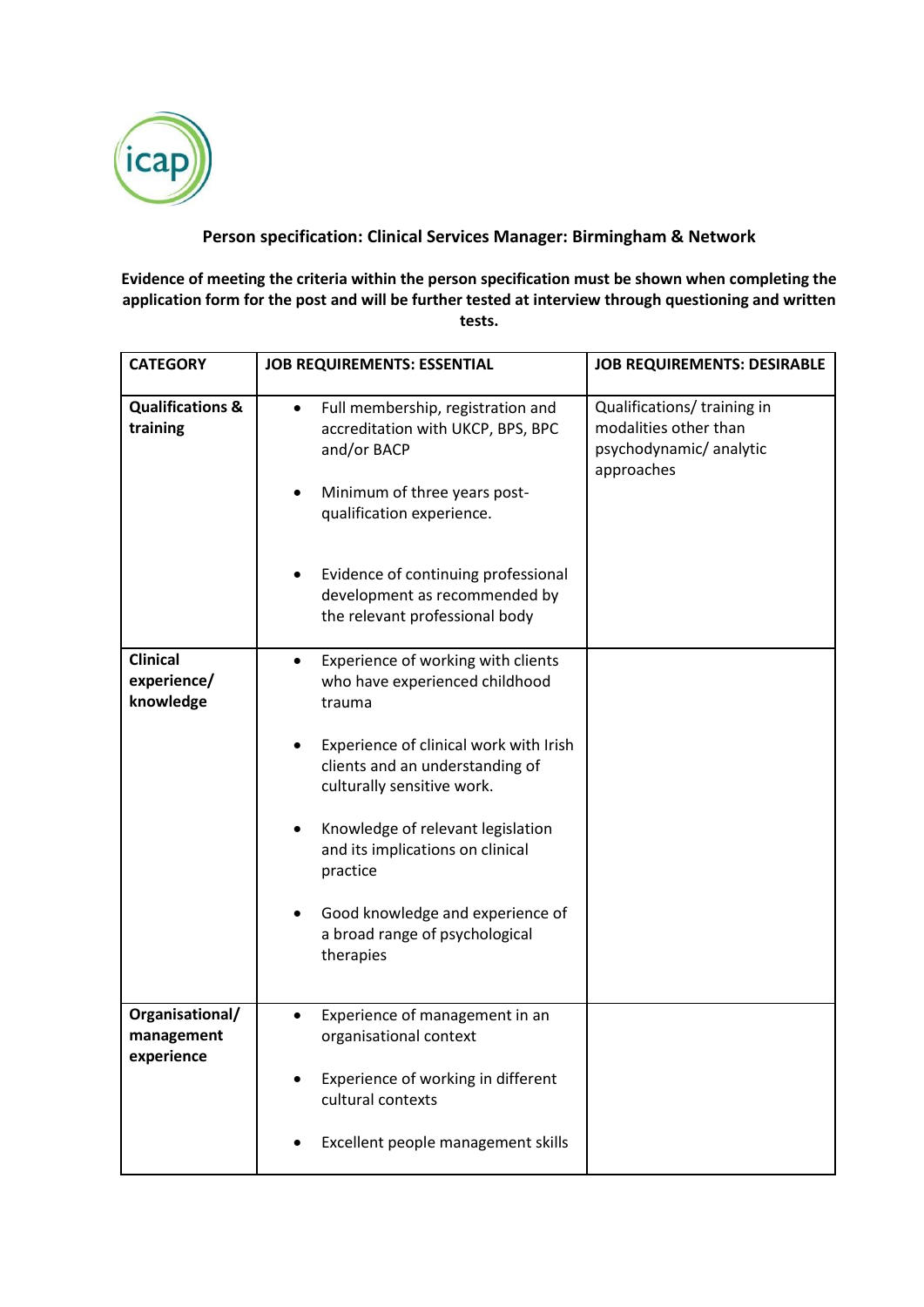icap

**Person specification: Clinical Services Manager: Birmingham & Network**

**Evidence of meeting the criteria within the person specification must be shown when completing the application form for the post and will be further tested at interview through questioning and written tests.**

| CATEGORY | JOB REQUIREMENTS: ESSENTIAL | JOB REQUIREMENTS: DESIRABLE |
|---|---|---|
| **Qualifications & training** | • Full membership, registration and accreditation with UKCP, BPS, BPC and/or BACP<br>• Minimum of three years post-qualification experience.<br>• Evidence of continuing professional development as recommended by the relevant professional body | Qualifications/ training in modalities other than psychodynamic/ analytic approaches |
| **Clinical experience/ knowledge** | • Experience of working with clients who have experienced childhood trauma<br>• Experience of clinical work with Irish clients and an understanding of culturally sensitive work.<br>• Knowledge of relevant legislation and its implications on clinical practice<br>• Good knowledge and experience of a broad range of psychological therapies | |
| **Organisational/ management experience** | • Experience of management in an organisational context<br>• Experience of working in different cultural contexts<br>• Excellent people management skills | |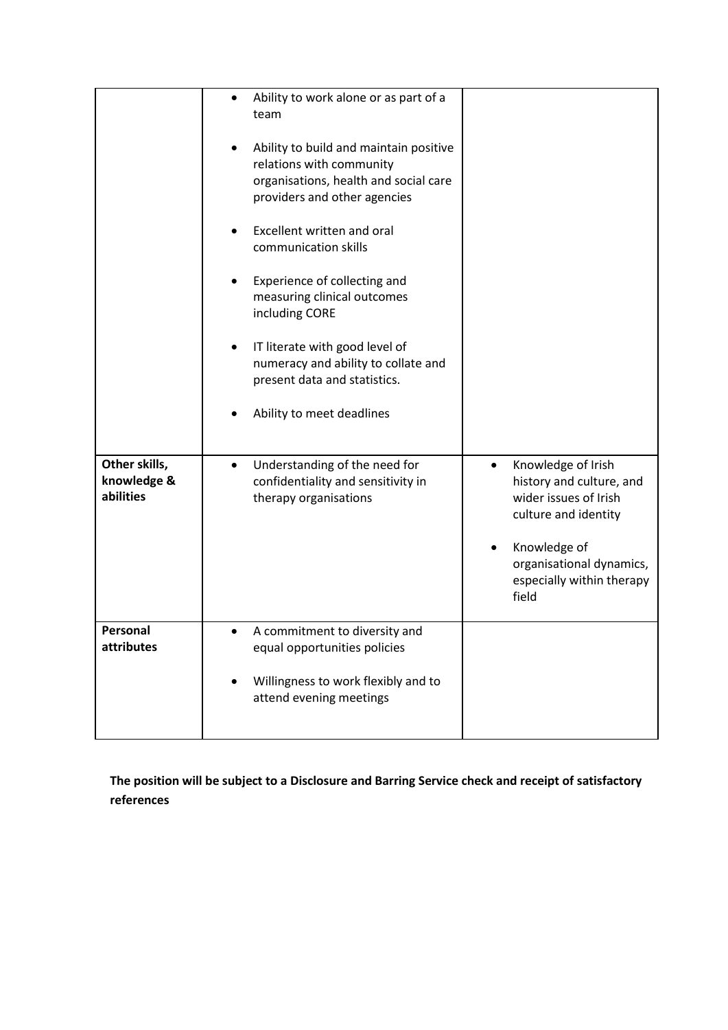| | | |
|---|---|---|
| | • Ability to work alone or as part of a team<br><br>• Ability to build and maintain positive relations with community organisations, health and social care providers and other agencies<br><br>• Excellent written and oral communication skills<br><br>• Experience of collecting and measuring clinical outcomes including CORE<br><br>• IT literate with good level of numeracy and ability to collate and present data and statistics.<br><br>• Ability to meet deadlines | |
| **Other skills, knowledge & abilities** | • Understanding of the need for confidentiality and sensitivity in therapy organisations | • Knowledge of Irish history and culture, and wider issues of Irish culture and identity<br><br>• Knowledge of organisational dynamics, especially within therapy field |
| **Personal attributes** | • A commitment to diversity and equal opportunities policies<br><br>• Willingness to work flexibly and to attend evening meetings | |

**The position will be subject to a Disclosure and Barring Service check and receipt of satisfactory references**